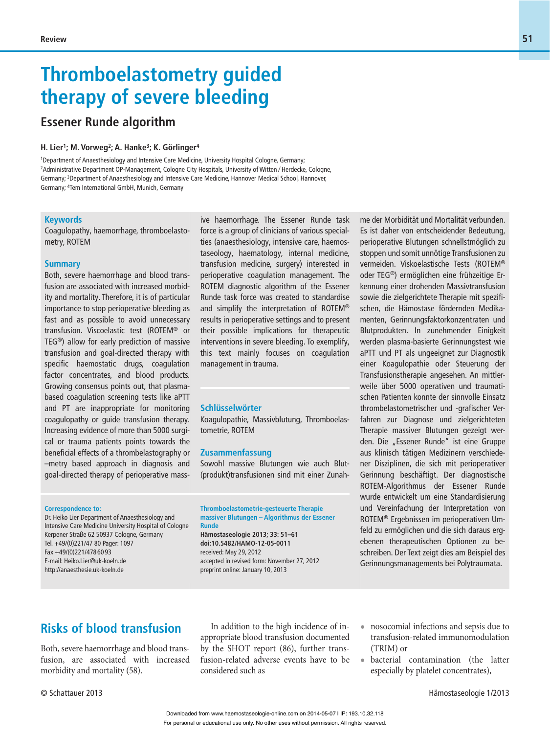Review

# Thromboelastometry guided therapy of severe bleeding

## Essener Runde algorithm

**H. Lier[1]; M. Vorweg[2]; A. Hanke[3]; K. Görlinger[4]**

[1]Department of Anaesthesiology and Intensive Care Medicine, University Hospital Cologne, Germany; [2]Administrative Department OP-Management, Cologne City Hospitals, University of Witten / Herdecke, Cologne, Germany; [3]Department of Anaesthesiology and Intensive Care Medicine, Hannover Medical School, Hannover, Germany; [4]Tem International GmbH, Munich, Germany

### Keywords

Coagulopathy, haemorrhage, thromboelastometry, ROTEM

### Summary

Both, severe haemorrhage and blood transfusion are associated with increased morbidity and mortality. Therefore, it is of particular importance to stop perioperative bleeding as fast and as possible to avoid unnecessary transfusion. Viscoelastic test (ROTEM® or TEG®) allow for early prediction of massive transfusion and goal-directed therapy with specific haemostatic drugs, coagulation factor concentrates, and blood products. Growing consensus points out, that plasma-based coagulation screening tests like aPTT and PT are inappropriate for monitoring coagulopathy or guide transfusion therapy. Increasing evidence of more than 5000 surgical or trauma patients points towards the beneficial effects of a thrombelastography or –metry based approach in diagnosis and goal-directed therapy of perioperative massive haemorrhage. The Essener Runde task force is a group of clinicians of various specialties (anaesthesiology, intensive care, haemostaseology, haematology, internal medicine, transfusion medicine, surgery) interested in perioperative coagulation management. The ROTEM diagnostic algorithm of the Essener Runde task force was created to standardise and simplify the interpretation of ROTEM® results in perioperative settings and to present their possible implications for therapeutic interventions in severe bleeding. To exemplify, this text mainly focuses on coagulation management in trauma.

### Schlüsselwörter

Koagulopathie, Massivblutung, Thromboelastometrie, ROTEM

### Zusammenfassung

Sowohl massive Blutungen wie auch Blut(produkt)transfusionen sind mit einer Zunahme der Morbidität und Mortalität verbunden. Es ist daher von entscheidender Bedeutung, perioperative Blutungen schnellstmöglich zu stoppen und somit unnötige Transfusionen zu vermeiden. Viskoelastische Tests (ROTEM® oder TEG®) ermöglichen eine frühzeitige Erkennung einer drohenden Massivtransfusion sowie die zielgerichtete Therapie mit spezifischen, die Hämostase fördernden Medikamenten, Gerinnungsfaktorkonzentraten und Blutprodukten. In zunehmender Einigkeit werden plasma-basierte Gerinnungstest wie aPTT und PT als ungeeignet zur Diagnostik einer Koagulopathie oder Steuerung der Transfusionstherapie angesehen. An mittlerweile über 5000 operativen und traumatischen Patienten konnte der sinnvolle Einsatz thrombelastometrischer und -grafischer Verfahren zur Diagnose und zielgerichteten Therapie massiver Blutungen gezeigt werden. Die „Essener Runde" ist eine Gruppe aus klinisch tätigen Medizinern verschiedener Disziplinen, die sich mit perioperativer Gerinnung beschäftigt. Der diagnostische ROTEM-Algorithmus der Essener Runde wurde entwickelt um eine Standardisierung und Vereinfachung der Interpretation von ROTEM® Ergebnissen im perioperativen Umfeld zu ermöglichen und die sich daraus ergebenen therapeutischen Optionen zu beschreiben. Der Text zeigt dies am Beispiel des Gerinnungsmanagements bei Polytraumata.

**Correspondence to:**
Dr. Heiko Lier Department of Anaesthesiology and Intensive Care Medicine University Hospital of Cologne
Kerpener Straße 62 50937 Cologne, Germany
Tel. +49/(0)221/47 80 Pager: 1097
Fax +49/(0)221/478 60 93
E-mail: Heiko.Lier@uk-koeln.de
http://anaesthesie.uk-koeln.de

**Thromboelastometrie-gesteuerte Therapie massiver Blutungen – Algorithmus der Essener Runde**
**Hämostaseologie 2013; 33: 51–61**
**doi:10.5482/HAMO-12-05-0011**
received: May 29, 2012
accepted in revised form: November 27, 2012
preprint online: January 10, 2013

## Risks of blood transfusion

Both, severe haemorrhage and blood transfusion, are associated with increased morbidity and mortality (58).

In addition to the high incidence of inappropriate blood transfusion documented by the SHOT report (86), further transfusion-related adverse events have to be considered such as

- nosocomial infections and sepsis due to transfusion-related immunomodulation (TRIM) or
- bacterial contamination (the latter especially by platelet concentrates),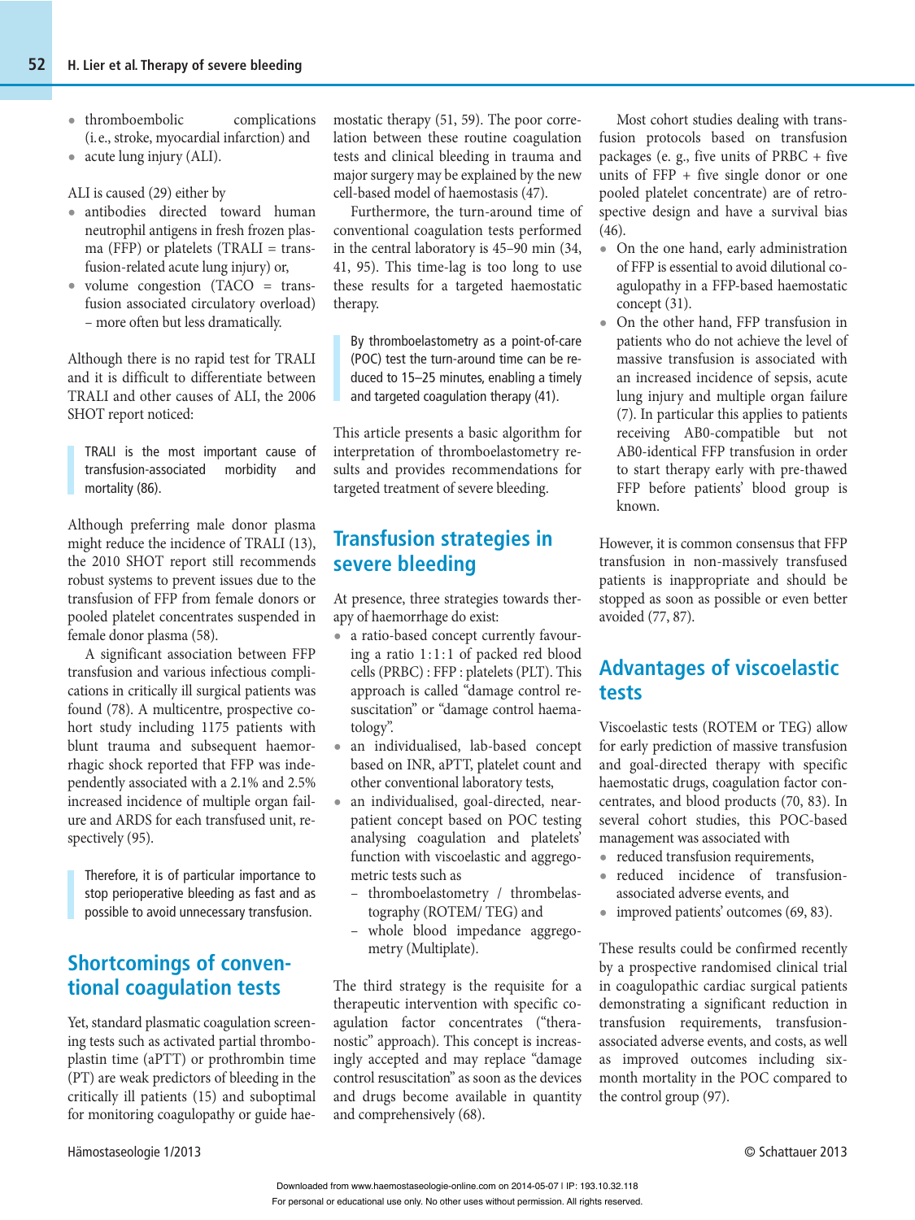- thromboembolic complications (i.e., stroke, myocardial infarction) and
- acute lung injury (ALI).

ALI is caused (29) either by

- antibodies directed toward human neutrophil antigens in fresh frozen plasma (FFP) or platelets (TRALI = transfusion-related acute lung injury) or,
- volume congestion (TACO = transfusion associated circulatory overload) – more often but less dramatically.

Although there is no rapid test for TRALI and it is difficult to differentiate between TRALI and other causes of ALI, the 2006 SHOT report noticed:

> TRALI is the most important cause of transfusion-associated morbidity and mortality (86).

Although preferring male donor plasma might reduce the incidence of TRALI (13), the 2010 SHOT report still recommends robust systems to prevent issues due to the transfusion of FFP from female donors or pooled platelet concentrates suspended in female donor plasma (58).

A significant association between FFP transfusion and various infectious complications in critically ill surgical patients was found (78). A multicentre, prospective cohort study including 1175 patients with blunt trauma and subsequent haemorrhagic shock reported that FFP was independently associated with a 2.1% and 2.5% increased incidence of multiple organ failure and ARDS for each transfused unit, respectively (95).

> Therefore, it is of particular importance to stop perioperative bleeding as fast and as possible to avoid unnecessary transfusion.

## Shortcomings of conventional coagulation tests

Yet, standard plasmatic coagulation screening tests such as activated partial thromboplastin time (aPTT) or prothrombin time (PT) are weak predictors of bleeding in the critically ill patients (15) and suboptimal for monitoring coagulopathy or guide haemostatic therapy (51, 59). The poor correlation between these routine coagulation tests and clinical bleeding in trauma and major surgery may be explained by the new cell-based model of haemostasis (47).

Furthermore, the turn-around time of conventional coagulation tests performed in the central laboratory is 45–90 min (34, 41, 95). This time-lag is too long to use these results for a targeted haemostatic therapy.

> By thromboelastometry as a point-of-care (POC) test the turn-around time can be reduced to 15–25 minutes, enabling a timely and targeted coagulation therapy (41).

This article presents a basic algorithm for interpretation of thromboelastometry results and provides recommendations for targeted treatment of severe bleeding.

## Transfusion strategies in severe bleeding

At presence, three strategies towards therapy of haemorrhage do exist:

- a ratio-based concept currently favouring a ratio 1 : 1 : 1 of packed red blood cells (PRBC) : FFP : platelets (PLT). This approach is called "damage control resuscitation" or "damage control haematology".
- an individualised, lab-based concept based on INR, aPTT, platelet count and other conventional laboratory tests,
- an individualised, goal-directed, near-patient concept based on POC testing analysing coagulation and platelets' function with viscoelastic and aggregometric tests such as
  - thromboelastometry / thrombelastography (ROTEM/ TEG) and
  - whole blood impedance aggregometry (Multiplate).

The third strategy is the requisite for a therapeutic intervention with specific coagulation factor concentrates ("theranostic" approach). This concept is increasingly accepted and may replace "damage control resuscitation" as soon as the devices and drugs become available in quantity and comprehensively (68).

Most cohort studies dealing with transfusion protocols based on transfusion packages (e. g., five units of PRBC + five units of FFP + five single donor or one pooled platelet concentrate) are of retrospective design and have a survival bias (46).

- On the one hand, early administration of FFP is essential to avoid dilutional coagulopathy in a FFP-based haemostatic concept (31).
- On the other hand, FFP transfusion in patients who do not achieve the level of massive transfusion is associated with an increased incidence of sepsis, acute lung injury and multiple organ failure (7). In particular this applies to patients receiving AB0-compatible but not AB0-identical FFP transfusion in order to start therapy early with pre-thawed FFP before patients' blood group is known.

However, it is common consensus that FFP transfusion in non-massively transfused patients is inappropriate and should be stopped as soon as possible or even better avoided (77, 87).

## Advantages of viscoelastic tests

Viscoelastic tests (ROTEM or TEG) allow for early prediction of massive transfusion and goal-directed therapy with specific haemostatic drugs, coagulation factor concentrates, and blood products (70, 83). In several cohort studies, this POC-based management was associated with

- reduced transfusion requirements,
- reduced incidence of transfusion-associated adverse events, and
- improved patients' outcomes (69, 83).

These results could be confirmed recently by a prospective randomised clinical trial in coagulopathic cardiac surgical patients demonstrating a significant reduction in transfusion requirements, transfusion-associated adverse events, and costs, as well as improved outcomes including six-month mortality in the POC compared to the control group (97).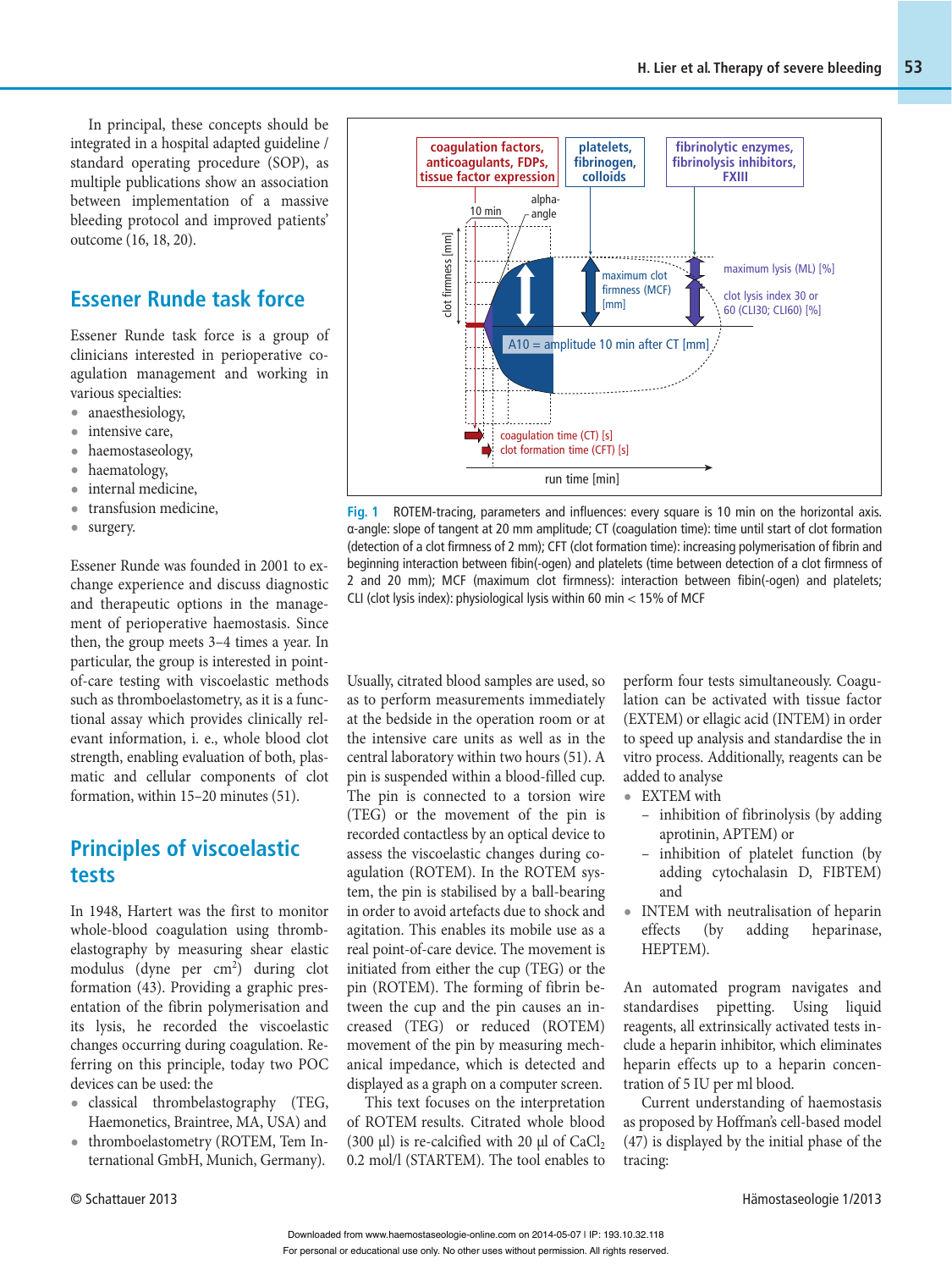In principal, these concepts should be integrated in a hospital adapted guideline / standard operating procedure (SOP), as multiple publications show an association between implementation of a massive bleeding protocol and improved patients' outcome (16, 18, 20).

## Essener Runde task force

Essener Runde task force is a group of clinicians interested in perioperative coagulation management and working in various specialties:

- anaesthesiology,
- intensive care,
- haemostaseology,
- haematology,
- internal medicine,
- transfusion medicine,
- surgery.

Essener Runde was founded in 2001 to exchange experience and discuss diagnostic and therapeutic options in the management of perioperative haemostasis. Since then, the group meets 3–4 times a year. In particular, the group is interested in point-of-care testing with viscoelastic methods such as thromboelastometry, as it is a functional assay which provides clinically relevant information, i. e., whole blood clot strength, enabling evaluation of both, plasmatic and cellular components of clot formation, within 15–20 minutes (51).

## Principles of viscoelastic tests

In 1948, Hartert was the first to monitor whole-blood coagulation using thrombelastography by measuring shear elastic modulus (dyne per $cm^2$) during clot formation (43). Providing a graphic presentation of the fibrin polymerisation and its lysis, he recorded the viscoelastic changes occurring during coagulation. Referring on this principle, today two POC devices can be used: the

- classical thrombelastography (TEG, Haemonetics, Braintree, MA, USA) and
- thromboelastometry (ROTEM, Tem International GmbH, Munich, Germany).

Fig. 1 ROTEM-tracing, parameters and influences: every square is 10 min on the horizontal axis. α-angle: slope of tangent at 20 mm amplitude; CT (coagulation time): time until start of clot formation (detection of a clot firmness of 2 mm); CFT (clot formation time): increasing polymerisation of fibrin and beginning interaction between fibin(-ogen) and platelets (time between detection of a clot firmness of 2 and 20 mm); MCF (maximum clot firmness): interaction between fibin(-ogen) and platelets; CLI (clot lysis index): physiological lysis within 60 min < 15% of MCF

Usually, citrated blood samples are used, so as to perform measurements immediately at the bedside in the operation room or at the intensive care units as well as in the central laboratory within two hours (51). A pin is suspended within a blood-filled cup. The pin is connected to a torsion wire (TEG) or the movement of the pin is recorded contactless by an optical device to assess the viscoelastic changes during coagulation (ROTEM). In the ROTEM system, the pin is stabilised by a ball-bearing in order to avoid artefacts due to shock and agitation. This enables its mobile use as a real point-of-care device. The movement is initiated from either the cup (TEG) or the pin (ROTEM). The forming of fibrin between the cup and the pin causes an increased (TEG) or reduced (ROTEM) movement of the pin by measuring mechanical impedance, which is detected and displayed as a graph on a computer screen.

This text focuses on the interpretation of ROTEM results. Citrated whole blood (300 µl) is re-calcified with 20 µl of $CaCl_2$ 0.2 mol/l (STARTEM). The tool enables to perform four tests simultaneously. Coagulation can be activated with tissue factor (EXTEM) or ellagic acid (INTEM) in order to speed up analysis and standardise the in vitro process. Additionally, reagents can be added to analyse

- EXTEM with
  - inhibition of fibrinolysis (by adding aprotinin, APTEM) or
  - inhibition of platelet function (by adding cytochalasin D, FIBTEM) and
- INTEM with neutralisation of heparin effects (by adding heparinase, HEPTEM).

An automated program navigates and standardises pipetting. Using liquid reagents, all extrinsically activated tests include a heparin inhibitor, which eliminates heparin effects up to a heparin concentration of 5 IU per ml blood.

Current understanding of haemostasis as proposed by Hoffman's cell-based model (47) is displayed by the initial phase of the tracing: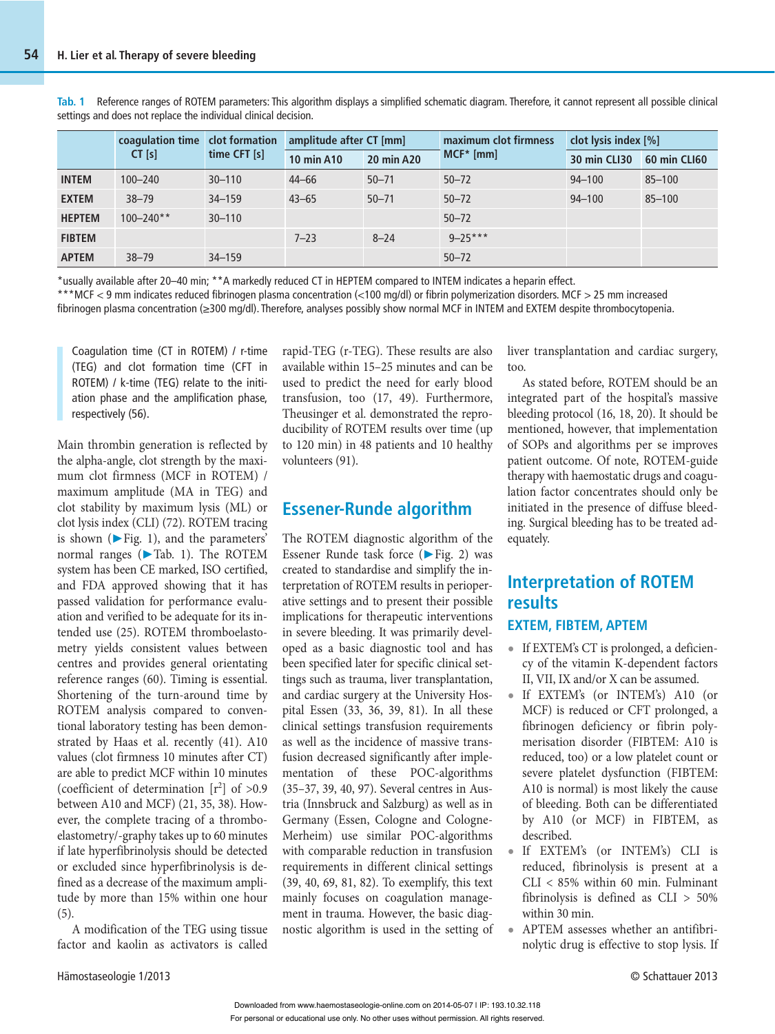**Tab. 1** Reference ranges of ROTEM parameters: This algorithm displays a simplified schematic diagram. Therefore, it cannot represent all possible clinical settings and does not replace the individual clinical decision.

| | coagulation time CT [s] | clot formation time CFT [s] | amplitude after CT [mm] | | maximum clot firmness MCF* [mm] | clot lysis index [%] | |
|---|---|---|---|---|---|---|---|
| | | | 10 min A10 | 20 min A20 | | 30 min CLI30 | 60 min CLI60 |
| **INTEM** | 100–240 | 30–110 | 44–66 | 50–71 | 50–72 | 94–100 | 85–100 |
| **EXTEM** | 38–79 | 34–159 | 43–65 | 50–71 | 50–72 | 94–100 | 85–100 |
| **HEPTEM** | 100–240** | 30–110 | | | 50–72 | | |
| **FIBTEM** | | | 7–23 | 8–24 | 9–25*** | | |
| **APTEM** | 38–79 | 34–159 | | | 50–72 | | |

*usually available after 20–40 min; **A markedly reduced CT in HEPTEM compared to INTEM indicates a heparin effect.
***MCF < 9 mm indicates reduced fibrinogen plasma concentration (<100 mg/dl) or fibrin polymerization disorders. MCF > 25 mm increased fibrinogen plasma concentration (≥300 mg/dl). Therefore, analyses possibly show normal MCF in INTEM and EXTEM despite thrombocytopenia.

> Coagulation time (CT in ROTEM) / r-time (TEG) and clot formation time (CFT in ROTEM) / k-time (TEG) relate to the initiation phase and the amplification phase, respectively (56).

Main thrombin generation is reflected by the alpha-angle, clot strength by the maximum clot firmness (MCF in ROTEM) / maximum amplitude (MA in TEG) and clot stability by maximum lysis (ML) or clot lysis index (CLI) (72). ROTEM tracing is shown (▶Fig. 1), and the parameters' normal ranges (▶Tab. 1). The ROTEM system has been CE marked, ISO certified, and FDA approved showing that it has passed validation for performance evaluation and verified to be adequate for its intended use (25). ROTEM thromboelastometry yields consistent values between centres and provides general orientating reference ranges (60). Timing is essential. Shortening of the turn-around time by ROTEM analysis compared to conventional laboratory testing has been demonstrated by Haas et al. recently (41). A10 values (clot firmness 10 minutes after CT) are able to predict MCF within 10 minutes (coefficient of determination [$r^2$] of >0.9 between A10 and MCF) (21, 35, 38). However, the complete tracing of a thromboelastometry/-graphy takes up to 60 minutes if late hyperfibrinolysis should be detected or excluded since hyperfibrinolysis is defined as a decrease of the maximum amplitude by more than 15% within one hour (5).

A modification of the TEG using tissue factor and kaolin as activators is called rapid-TEG (r-TEG). These results are also available within 15–25 minutes and can be used to predict the need for early blood transfusion, too (17, 49). Furthermore, Theusinger et al. demonstrated the reproducibility of ROTEM results over time (up to 120 min) in 48 patients and 10 healthy volunteers (91).

## Essener-Runde algorithm

The ROTEM diagnostic algorithm of the Essener Runde task force (▶Fig. 2) was created to standardise and simplify the interpretation of ROTEM results in perioperative settings and to present their possible implications for therapeutic interventions in severe bleeding. It was primarily developed as a basic diagnostic tool and has been specified later for specific clinical settings such as trauma, liver transplantation, and cardiac surgery at the University Hospital Essen (33, 36, 39, 81). In all these clinical settings transfusion requirements as well as the incidence of massive transfusion decreased significantly after implementation of these POC-algorithms (35–37, 39, 40, 97). Several centres in Austria (Innsbruck and Salzburg) as well as in Germany (Essen, Cologne and Cologne-Merheim) use similar POC-algorithms with comparable reduction in transfusion requirements in different clinical settings (39, 40, 69, 81, 82). To exemplify, this text mainly focuses on coagulation management in trauma. However, the basic diagnostic algorithm is used in the setting of liver transplantation and cardiac surgery, too.

As stated before, ROTEM should be an integrated part of the hospital's massive bleeding protocol (16, 18, 20). It should be mentioned, however, that implementation of SOPs and algorithms per se improves patient outcome. Of note, ROTEM-guide therapy with haemostatic drugs and coagulation factor concentrates should only be initiated in the presence of diffuse bleeding. Surgical bleeding has to be treated adequately.

## Interpretation of ROTEM results

### EXTEM, FIBTEM, APTEM

- If EXTEM's CT is prolonged, a deficiency of the vitamin K-dependent factors II, VII, IX and/or X can be assumed.
- If EXTEM's (or INTEM's) A10 (or MCF) is reduced or CFT prolonged, a fibrinogen deficiency or fibrin polymerisation disorder (FIBTEM: A10 is reduced, too) or a low platelet count or severe platelet dysfunction (FIBTEM: A10 is normal) is most likely the cause of bleeding. Both can be differentiated by A10 (or MCF) in FIBTEM, as described.
- If EXTEM's (or INTEM's) CLI is reduced, fibrinolysis is present at a CLI < 85% within 60 min. Fulminant fibrinolysis is defined as CLI > 50% within 30 min.
- APTEM assesses whether an antifibrinolytic drug is effective to stop lysis. If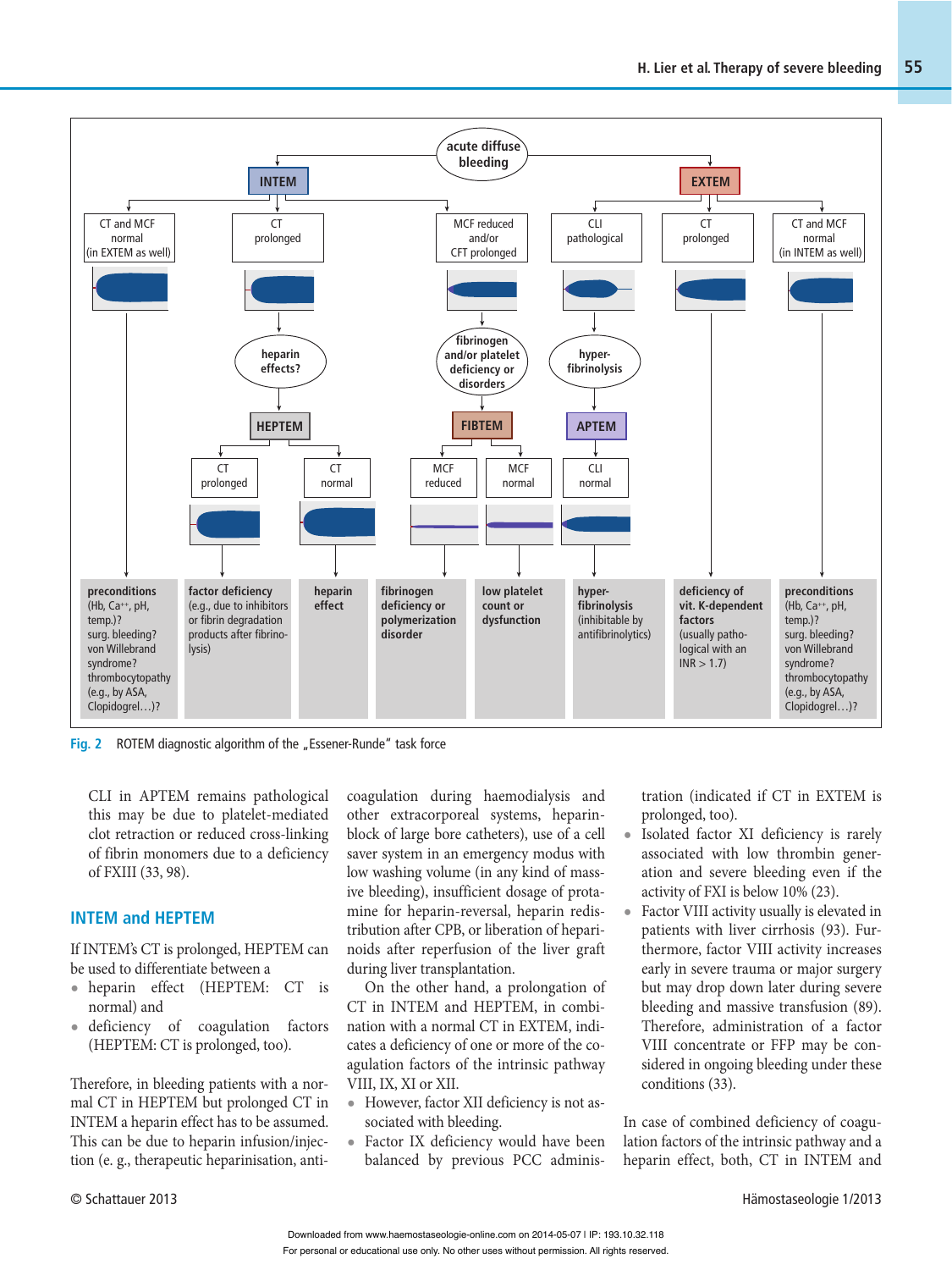Fig. 2 ROTEM diagnostic algorithm of the „Essener-Runde" task force

CLI in APTEM remains pathological this may be due to platelet-mediated clot retraction or reduced cross-linking of fibrin monomers due to a deficiency of FXIII (33, 98).

## INTEM and HEPTEM

If INTEM's CT is prolonged, HEPTEM can be used to differentiate between a

- heparin effect (HEPTEM: CT is normal) and
- deficiency of coagulation factors (HEPTEM: CT is prolonged, too).

Therefore, in bleeding patients with a normal CT in HEPTEM but prolonged CT in INTEM a heparin effect has to be assumed. This can be due to heparin infusion/injection (e. g., therapeutic heparinisation, anticoagulation during haemodialysis and other extracorporeal systems, heparin-block of large bore catheters), use of a cell saver system in an emergency modus with low washing volume (in any kind of massive bleeding), insufficient dosage of protamine for heparin-reversal, heparin redistribution after CPB, or liberation of heparinoids after reperfusion of the liver graft during liver transplantation.

On the other hand, a prolongation of CT in INTEM and HEPTEM, in combination with a normal CT in EXTEM, indicates a deficiency of one or more of the coagulation factors of the intrinsic pathway VIII, IX, XI or XII.

- However, factor XII deficiency is not associated with bleeding.
- Factor IX deficiency would have been balanced by previous PCC administration (indicated if CT in EXTEM is prolonged, too).
- Isolated factor XI deficiency is rarely associated with low thrombin generation and severe bleeding even if the activity of FXI is below 10% (23).
- Factor VIII activity usually is elevated in patients with liver cirrhosis (93). Furthermore, factor VIII activity increases early in severe trauma or major surgery but may drop down later during severe bleeding and massive transfusion (89). Therefore, administration of a factor VIII concentrate or FFP may be considered in ongoing bleeding under these conditions (33).

In case of combined deficiency of coagulation factors of the intrinsic pathway and a heparin effect, both, CT in INTEM and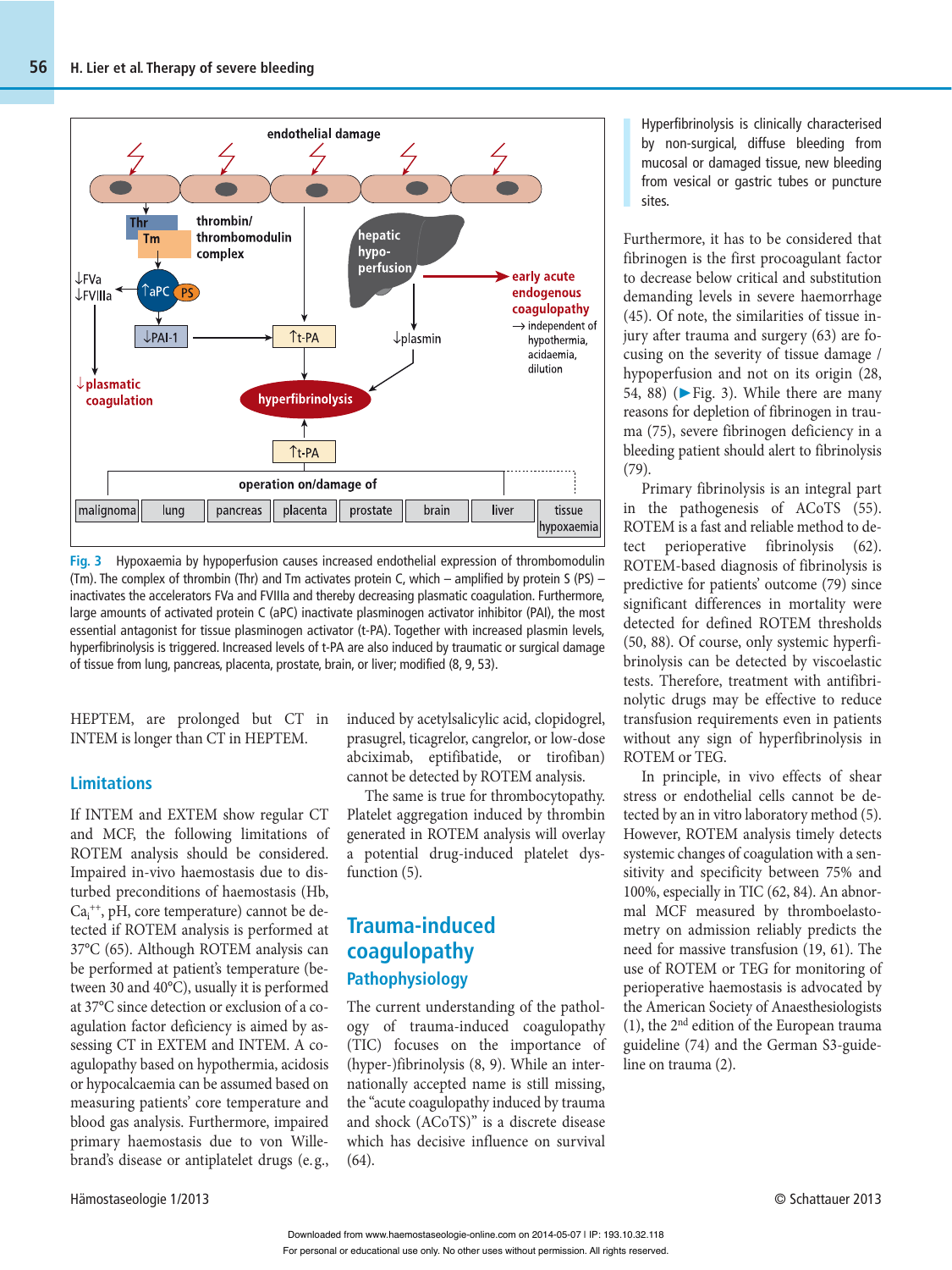Fig. 3 Hypoxaemia by hypoperfusion causes increased endothelial expression of thrombomodulin (Tm). The complex of thrombin (Thr) and Tm activates protein C, which – amplified by protein S (PS) – inactivates the accelerators FVa and FVIIIa and thereby decreasing plasmatic coagulation. Furthermore, large amounts of activated protein C (aPC) inactivate plasminogen activator inhibitor (PAI), the most essential antagonist for tissue plasminogen activator (t-PA). Together with increased plasmin levels, hyperfibrinolysis is triggered. Increased levels of t-PA are also induced by traumatic or surgical damage of tissue from lung, pancreas, placenta, prostate, brain, or liver; modified (8, 9, 53).

HEPTEM, are prolonged but CT in INTEM is longer than CT in HEPTEM.

## Limitations

If INTEM and EXTEM show regular CT and MCF, the following limitations of ROTEM analysis should be considered. Impaired in-vivo haemostasis due to disturbed preconditions of haemostasis (Hb, $Ca_i^{++}$, pH, core temperature) cannot be detected if ROTEM analysis is performed at 37°C (65). Although ROTEM analysis can be performed at patient's temperature (between 30 and 40°C), usually it is performed at 37°C since detection or exclusion of a coagulation factor deficiency is aimed by assessing CT in EXTEM and INTEM. A coagulopathy based on hypothermia, acidosis or hypocalcaemia can be assumed based on measuring patients' core temperature and blood gas analysis. Furthermore, impaired primary haemostasis due to von Willebrand's disease or antiplatelet drugs (e.g., induced by acetylsalicylic acid, clopidogrel, prasugrel, ticagrelor, cangrelor, or low-dose abciximab, eptifibatide, or tirofiban) cannot be detected by ROTEM analysis.

The same is true for thrombocytopathy. Platelet aggregation induced by thrombin generated in ROTEM analysis will overlay a potential drug-induced platelet dysfunction (5).

# Trauma-induced coagulopathy

## Pathophysiology

The current understanding of the pathology of trauma-induced coagulopathy (TIC) focuses on the importance of (hyper-)fibrinolysis (8, 9). While an internationally accepted name is still missing, the "acute coagulopathy induced by trauma and shock (ACoTS)" is a discrete disease which has decisive influence on survival (64).

> Hyperfibrinolysis is clinically characterised by non-surgical, diffuse bleeding from mucosal or damaged tissue, new bleeding from vesical or gastric tubes or puncture sites.

Furthermore, it has to be considered that fibrinogen is the first procoagulant factor to decrease below critical and substitution demanding levels in severe haemorrhage (45). Of note, the similarities of tissue injury after trauma and surgery (63) are focusing on the severity of tissue damage / hypoperfusion and not on its origin (28, 54, 88) (►Fig. 3). While there are many reasons for depletion of fibrinogen in trauma (75), severe fibrinogen deficiency in a bleeding patient should alert to fibrinolysis (79).

Primary fibrinolysis is an integral part in the pathogenesis of ACoTS (55). ROTEM is a fast and reliable method to detect perioperative fibrinolysis (62). ROTEM-based diagnosis of fibrinolysis is predictive for patients' outcome (79) since significant differences in mortality were detected for defined ROTEM thresholds (50, 88). Of course, only systemic hyperfibrinolysis can be detected by viscoelastic tests. Therefore, treatment with antifibrinolytic drugs may be effective to reduce transfusion requirements even in patients without any sign of hyperfibrinolysis in ROTEM or TEG.

In principle, in vivo effects of shear stress or endothelial cells cannot be detected by an in vitro laboratory method (5). However, ROTEM analysis timely detects systemic changes of coagulation with a sensitivity and specificity between 75% and 100%, especially in TIC (62, 84). An abnormal MCF measured by thromboelastometry on admission reliably predicts the need for massive transfusion (19, 61). The use of ROTEM or TEG for monitoring of perioperative haemostasis is advocated by the American Society of Anaesthesiologists (1), the 2nd edition of the European trauma guideline (74) and the German S3-guideline on trauma (2).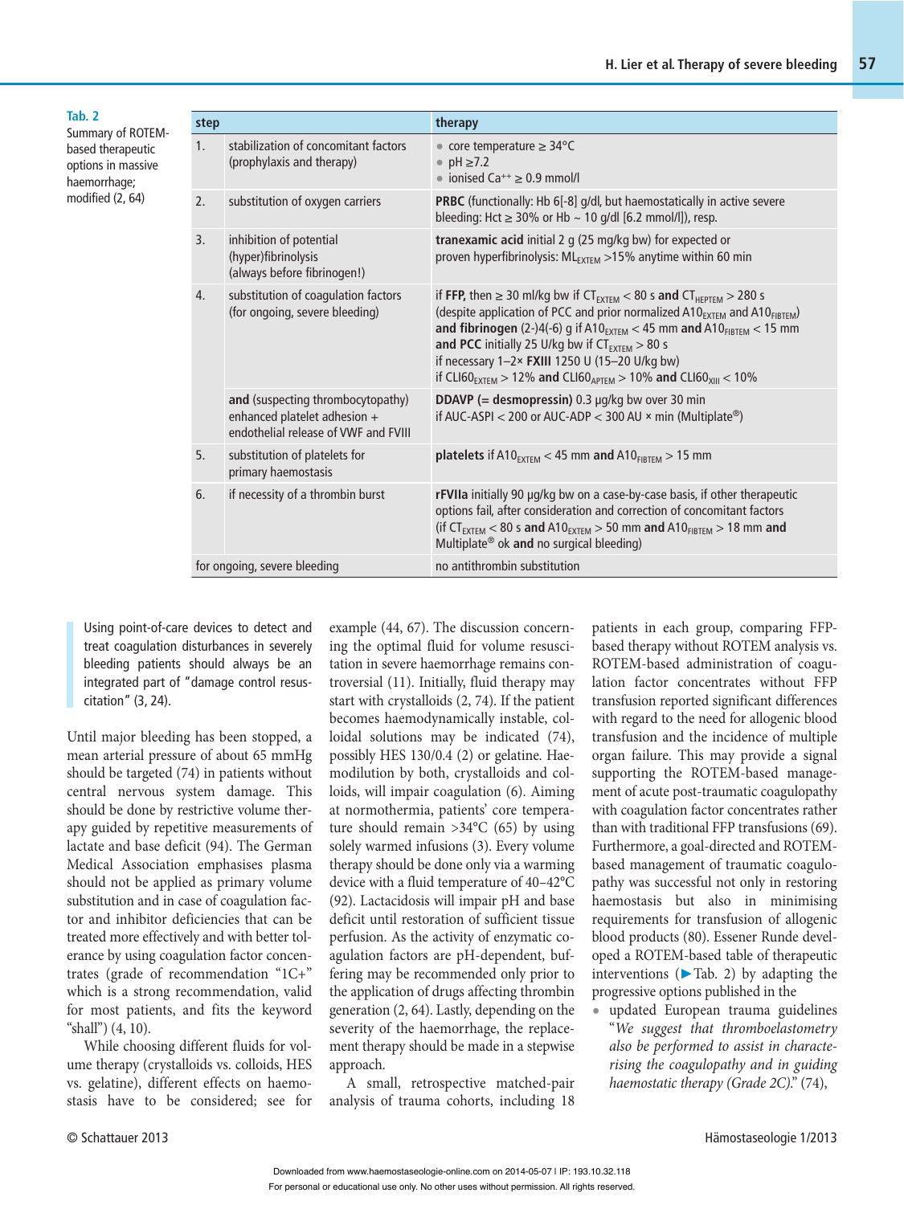**Tab. 2** Summary of ROTEM-based therapeutic options in massive haemorrhage; modified (2, 64)

| step | | therapy |
|---|---|---|
| 1. | stabilization of concomitant factors (prophylaxis and therapy) | • core temperature ≥ 34°C<br>• pH ≥7.2<br>• ionised $Ca^{++}$ ≥ 0.9 mmol/l |
| 2. | substitution of oxygen carriers | **PRBC** (functionally: Hb 6[-8] g/dl, but haemostatically in active severe bleeding: Hct ≥ 30% or Hb ~ 10 g/dl [6.2 mmol/l]), resp. |
| 3. | inhibition of potential (hyper)fibrinolysis (always before fibrinogen!) | **tranexamic acid** initial 2 g (25 mg/kg bw) for expected or proven hyperfibrinolysis: $ML_{EXTEM}$ >15% anytime within 60 min |
| 4. | substitution of coagulation factors (for ongoing, severe bleeding) | if **FFP,** then ≥ 30 ml/kg bw if $CT_{EXTEM}$ < 80 s **and** $CT_{HEPTEM}$ > 280 s (despite application of PCC and prior normalized $A10_{EXTEM}$ and $A10_{FIBTEM}$)<br>**and fibrinogen** (2-)4(-6) g if $A10_{EXTEM}$ < 45 mm **and** $A10_{FIBTEM}$ < 15 mm<br>**and PCC** initially 25 U/kg bw if $CT_{EXTEM}$ > 80 s<br>if necessary 1–2× **FXIII** 1250 U (15–20 U/kg bw)<br>if $CLI60_{EXTEM}$ > 12% **and** $CLI60_{APTEM}$ > 10% **and** $CLI60_{XIII}$ < 10% |
| | **and** (suspecting thrombocytopathy) enhanced platelet adhesion + endothelial release of VWF and FVIII | **DDAVP (= desmopressin)** 0.3 µg/kg bw over 30 min<br>if AUC-ASPI < 200 or AUC-ADP < 300 AU × min (Multiplate®) |
| 5. | substitution of platelets for primary haemostasis | **platelets** if $A10_{EXTEM}$ < 45 mm **and** $A10_{FIBTEM}$ > 15 mm |
| 6. | if necessity of a thrombin burst | **rFVIIa** initially 90 µg/kg bw on a case-by-case basis, if other therapeutic options fail, after consideration and correction of concomitant factors (if $CT_{EXTEM}$ < 80 s **and** $A10_{EXTEM}$ > 50 mm **and** $A10_{FIBTEM}$ > 18 mm **and** Multiplate® ok **and** no surgical bleeding) |
| for ongoing, severe bleeding | | no antithrombin substitution |

> Using point-of-care devices to detect and treat coagulation disturbances in severely bleeding patients should always be an integrated part of "damage control resuscitation" (3, 24).

Until major bleeding has been stopped, a mean arterial pressure of about 65 mmHg should be targeted (74) in patients without central nervous system damage. This should be done by restrictive volume therapy guided by repetitive measurements of lactate and base deficit (94). The German Medical Association emphasises plasma should not be applied as primary volume substitution and in case of coagulation factor and inhibitor deficiencies that can be treated more effectively and with better tolerance by using coagulation factor concentrates (grade of recommendation "1C+" which is a strong recommendation, valid for most patients, and fits the keyword "shall") (4, 10).

While choosing different fluids for volume therapy (crystalloids vs. colloids, HES vs. gelatine), different effects on haemostasis have to be considered; see for example (44, 67). The discussion concerning the optimal fluid for volume resuscitation in severe haemorrhage remains controversial (11). Initially, fluid therapy may start with crystalloids (2, 74). If the patient becomes haemodynamically instable, colloidal solutions may be indicated (74), possibly HES 130/0.4 (2) or gelatine. Haemodilution by both, crystalloids and colloids, will impair coagulation (6). Aiming at normothermia, patients' core temperature should remain >34°C (65) by using solely warmed infusions (3). Every volume therapy should be done only via a warming device with a fluid temperature of 40–42°C (92). Lactacidosis will impair pH and base deficit until restoration of sufficient tissue perfusion. As the activity of enzymatic coagulation factors are pH-dependent, buffering may be recommended only prior to the application of drugs affecting thrombin generation (2, 64). Lastly, depending on the severity of the haemorrhage, the replacement therapy should be made in a stepwise approach.

A small, retrospective matched-pair analysis of trauma cohorts, including 18 patients in each group, comparing FFP-based therapy without ROTEM analysis vs. ROTEM-based administration of coagulation factor concentrates without FFP transfusion reported significant differences with regard to the need for allogenic blood transfusion and the incidence of multiple organ failure. This may provide a signal supporting the ROTEM-based management of acute post-traumatic coagulopathy with coagulation factor concentrates rather than with traditional FFP transfusions (69). Furthermore, a goal-directed and ROTEM-based management of traumatic coagulopathy was successful not only in restoring haemostasis but also in minimising requirements for transfusion of allogenic blood products (80). Essener Runde developed a ROTEM-based table of therapeutic interventions (►Tab. 2) by adapting the progressive options published in the

- updated European trauma guidelines "*We suggest that thromboelastometry also be performed to assist in characterising the coagulopathy and in guiding haemostatic therapy (Grade 2C).*" (74),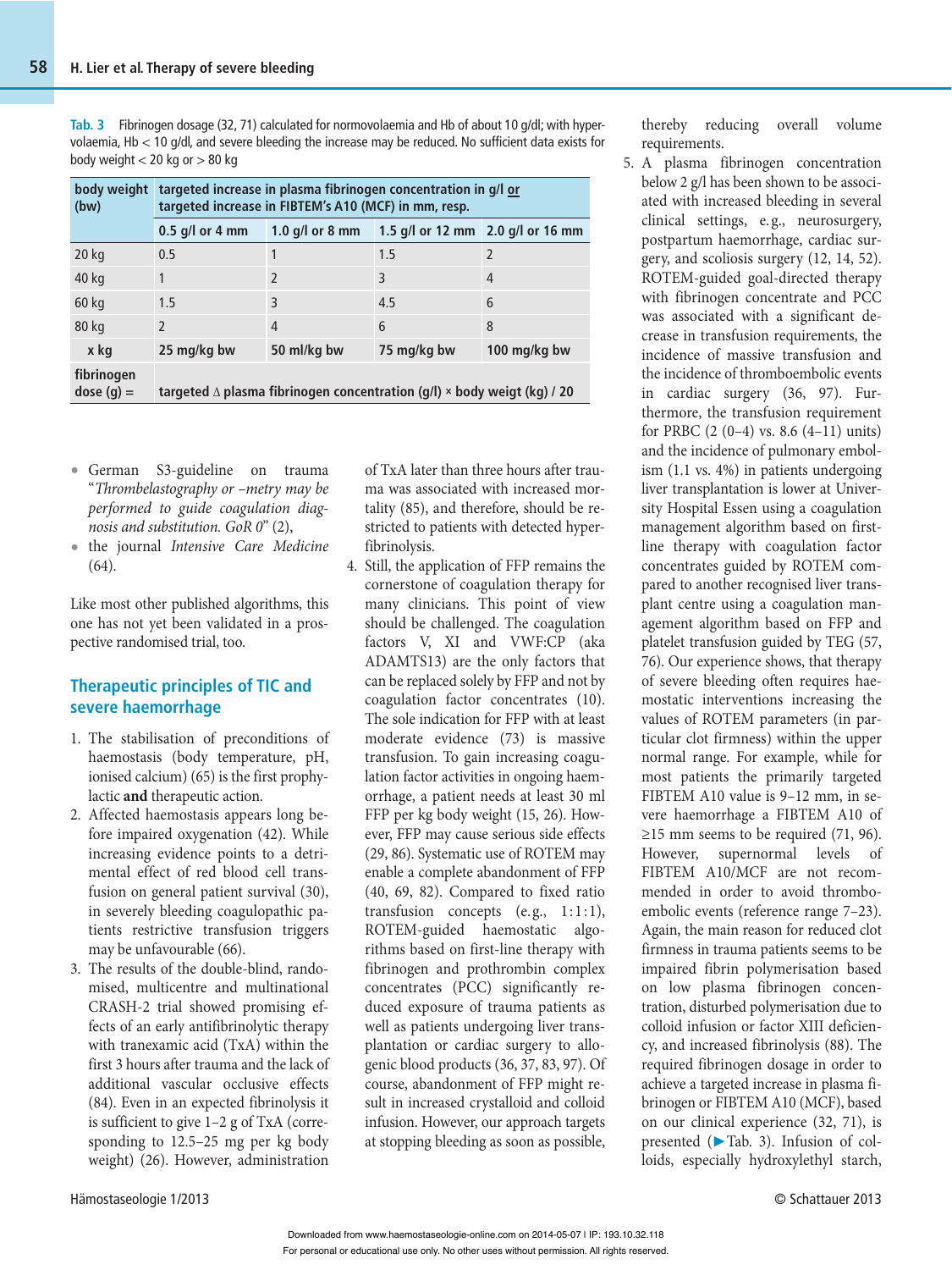**Tab. 3** Fibrinogen dosage (32, 71) calculated for normovolaemia and Hb of about 10 g/dl; with hypervolaemia, Hb < 10 g/dl, and severe bleeding the increase may be reduced. No sufficient data exists for body weight < 20 kg or > 80 kg

| body weight (bw) | targeted increase in plasma fibrinogen concentration in g/l or targeted increase in FIBTEM's A10 (MCF) in mm, resp. | | | |
|---|---|---|---|---|
| | **0.5 g/l or 4 mm** | **1.0 g/l or 8 mm** | **1.5 g/l or 12 mm** | **2.0 g/l or 16 mm** |
| 20 kg | 0.5 | 1 | 1.5 | 2 |
| 40 kg | 1 | 2 | 3 | 4 |
| 60 kg | 1.5 | 3 | 4.5 | 6 |
| 80 kg | 2 | 4 | 6 | 8 |
| **x kg** | **25 mg/kg bw** | **50 ml/kg bw** | **75 mg/kg bw** | **100 mg/kg bw** |
| **fibrinogen dose (g) =** | **targeted Δ plasma fibrinogen concentration (g/l) × body weigt (kg) / 20** | | | |

- German S3-guideline on trauma "*Thrombelastography or –metry may be performed to guide coagulation diagnosis and substitution. GoR 0*" (2),
- the journal *Intensive Care Medicine* (64).

Like most other published algorithms, this one has not yet been validated in a prospective randomised trial, too.

## Therapeutic principles of TIC and severe haemorrhage

1. The stabilisation of preconditions of haemostasis (body temperature, pH, ionised calcium) (65) is the first prophylactic **and** therapeutic action.
2. Affected haemostasis appears long before impaired oxygenation (42). While increasing evidence points to a detrimental effect of red blood cell transfusion on general patient survival (30), in severely bleeding coagulopathic patients restrictive transfusion triggers may be unfavourable (66).
3. The results of the double-blind, randomised, multicentre and multinational CRASH-2 trial showed promising effects of an early antifibrinolytic therapy with tranexamic acid (TxA) within the first 3 hours after trauma and the lack of additional vascular occlusive effects (84). Even in an expected fibrinolysis it is sufficient to give 1–2 g of TxA (corresponding to 12.5–25 mg per kg body weight) (26). However, administration of TxA later than three hours after trauma was associated with increased mortality (85), and therefore, should be restricted to patients with detected hyperfibrinolysis.
4. Still, the application of FFP remains the cornerstone of coagulation therapy for many clinicians. This point of view should be challenged. The coagulation factors V, XI and VWF:CP (aka ADAMTS13) are the only factors that can be replaced solely by FFP and not by coagulation factor concentrates (10). The sole indication for FFP with at least moderate evidence (73) is massive transfusion. To gain increasing coagulation factor activities in ongoing haemorrhage, a patient needs at least 30 ml FFP per kg body weight (15, 26). However, FFP may cause serious side effects (29, 86). Systematic use of ROTEM may enable a complete abandonment of FFP (40, 69, 82). Compared to fixed ratio transfusion concepts (e.g., 1:1:1), ROTEM-guided haemostatic algorithms based on first-line therapy with fibrinogen and prothrombin complex concentrates (PCC) significantly reduced exposure of trauma patients as well as patients undergoing liver transplantation or cardiac surgery to allogenic blood products (36, 37, 83, 97). Of course, abandonment of FFP might result in increased crystalloid and colloid infusion. However, our approach targets at stopping bleeding as soon as possible, thereby reducing overall volume requirements.
5. A plasma fibrinogen concentration below 2 g/l has been shown to be associated with increased bleeding in several clinical settings, e.g., neurosurgery, postpartum haemorrhage, cardiac surgery, and scoliosis surgery (12, 14, 52). ROTEM-guided goal-directed therapy with fibrinogen concentrate and PCC was associated with a significant decrease in transfusion requirements, the incidence of massive transfusion and the incidence of thromboembolic events in cardiac surgery (36, 97). Furthermore, the transfusion requirement for PRBC (2 (0–4) vs. 8.6 (4–11) units) and the incidence of pulmonary embolism (1.1 vs. 4%) in patients undergoing liver transplantation is lower at University Hospital Essen using a coagulation management algorithm based on first-line therapy with coagulation factor concentrates guided by ROTEM compared to another recognised liver transplant centre using a coagulation management algorithm based on FFP and platelet transfusion guided by TEG (57, 76). Our experience shows, that therapy of severe bleeding often requires haemostatic interventions increasing the values of ROTEM parameters (in particular clot firmness) within the upper normal range. For example, while for most patients the primarily targeted FIBTEM A10 value is 9–12 mm, in severe haemorrhage a FIBTEM A10 of ≥15 mm seems to be required (71, 96). However, supernormal levels of FIBTEM A10/MCF are not recommended in order to avoid thromboembolic events (reference range 7–23). Again, the main reason for reduced clot firmness in trauma patients seems to be impaired fibrin polymerisation based on low plasma fibrinogen concentration, disturbed polymerisation due to colloid infusion or factor XIII deficiency, and increased fibrinolysis (88). The required fibrinogen dosage in order to achieve a targeted increase in plasma fibrinogen or FIBTEM A10 (MCF), based on our clinical experience (32, 71), is presented (►Tab. 3). Infusion of colloids, especially hydroxylethyl starch,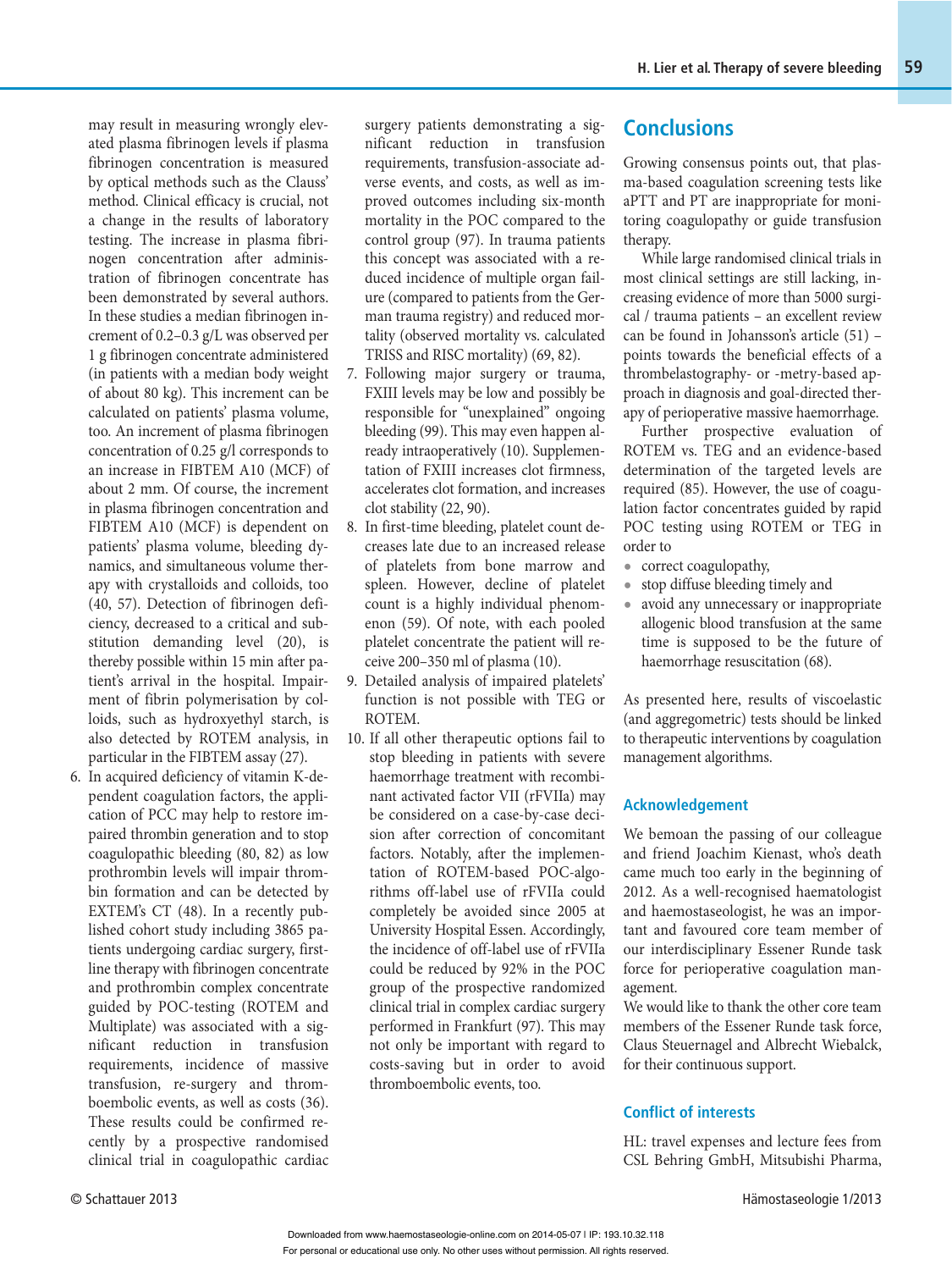may result in measuring wrongly elevated plasma fibrinogen levels if plasma fibrinogen concentration is measured by optical methods such as the Clauss' method. Clinical efficacy is crucial, not a change in the results of laboratory testing. The increase in plasma fibrinogen concentration after administration of fibrinogen concentrate has been demonstrated by several authors. In these studies a median fibrinogen increment of 0.2–0.3 g/L was observed per 1 g fibrinogen concentrate administered (in patients with a median body weight of about 80 kg). This increment can be calculated on patients' plasma volume, too. An increment of plasma fibrinogen concentration of 0.25 g/l corresponds to an increase in FIBTEM A10 (MCF) of about 2 mm. Of course, the increment in plasma fibrinogen concentration and FIBTEM A10 (MCF) is dependent on patients' plasma volume, bleeding dynamics, and simultaneous volume therapy with crystalloids and colloids, too (40, 57). Detection of fibrinogen deficiency, decreased to a critical and substitution demanding level (20), is thereby possible within 15 min after patient's arrival in the hospital. Impairment of fibrin polymerisation by colloids, such as hydroxyethyl starch, is also detected by ROTEM analysis, in particular in the FIBTEM assay (27).

6. In acquired deficiency of vitamin K-dependent coagulation factors, the application of PCC may help to restore impaired thrombin generation and to stop coagulopathic bleeding (80, 82) as low prothrombin levels will impair thrombin formation and can be detected by EXTEM's CT (48). In a recently published cohort study including 3865 patients undergoing cardiac surgery, first-line therapy with fibrinogen concentrate and prothrombin complex concentrate guided by POC-testing (ROTEM and Multiplate) was associated with a significant reduction in transfusion requirements, incidence of massive transfusion, re-surgery and thromboembolic events, as well as costs (36). These results could be confirmed recently by a prospective randomised clinical trial in coagulopathic cardiac surgery patients demonstrating a significant reduction in transfusion requirements, transfusion-associate adverse events, and costs, as well as improved outcomes including six-month mortality in the POC compared to the control group (97). In trauma patients this concept was associated with a reduced incidence of multiple organ failure (compared to patients from the German trauma registry) and reduced mortality (observed mortality vs. calculated TRISS and RISC mortality) (69, 82).
7. Following major surgery or trauma, FXIII levels may be low and possibly be responsible for "unexplained" ongoing bleeding (99). This may even happen already intraoperatively (10). Supplementation of FXIII increases clot firmness, accelerates clot formation, and increases clot stability (22, 90).
8. In first-time bleeding, platelet count decreases late due to an increased release of platelets from bone marrow and spleen. However, decline of platelet count is a highly individual phenomenon (59). Of note, with each pooled platelet concentrate the patient will receive 200–350 ml of plasma (10).
9. Detailed analysis of impaired platelets' function is not possible with TEG or ROTEM.
10. If all other therapeutic options fail to stop bleeding in patients with severe haemorrhage treatment with recombinant activated factor VII (rFVIIa) may be considered on a case-by-case decision after correction of concomitant factors. Notably, after the implementation of ROTEM-based POC-algorithms off-label use of rFVIIa could completely be avoided since 2005 at University Hospital Essen. Accordingly, the incidence of off-label use of rFVIIa could be reduced by 92% in the POC group of the prospective randomized clinical trial in complex cardiac surgery performed in Frankfurt (97). This may not only be important with regard to costs-saving but in order to avoid thromboembolic events, too.

## Conclusions

Growing consensus points out, that plasma-based coagulation screening tests like aPTT and PT are inappropriate for monitoring coagulopathy or guide transfusion therapy.

While large randomised clinical trials in most clinical settings are still lacking, increasing evidence of more than 5000 surgical / trauma patients – an excellent review can be found in Johansson's article (51) – points towards the beneficial effects of a thrombelastography- or -metry-based approach in diagnosis and goal-directed therapy of perioperative massive haemorrhage.

Further prospective evaluation of ROTEM vs. TEG and an evidence-based determination of the targeted levels are required (85). However, the use of coagulation factor concentrates guided by rapid POC testing using ROTEM or TEG in order to

- correct coagulopathy,
- stop diffuse bleeding timely and
- avoid any unnecessary or inappropriate allogenic blood transfusion at the same time is supposed to be the future of haemorrhage resuscitation (68).

As presented here, results of viscoelastic (and aggregometric) tests should be linked to therapeutic interventions by coagulation management algorithms.

### Acknowledgement

We bemoan the passing of our colleague and friend Joachim Kienast, who's death came much too early in the beginning of 2012. As a well-recognised haematologist and haemostaseologist, he was an important and favoured core team member of our interdisciplinary Essener Runde task force for perioperative coagulation management.

We would like to thank the other core team members of the Essener Runde task force, Claus Steuernagel and Albrecht Wiebalck, for their continuous support.

### Conflict of interests

HL: travel expenses and lecture fees from CSL Behring GmbH, Mitsubishi Pharma,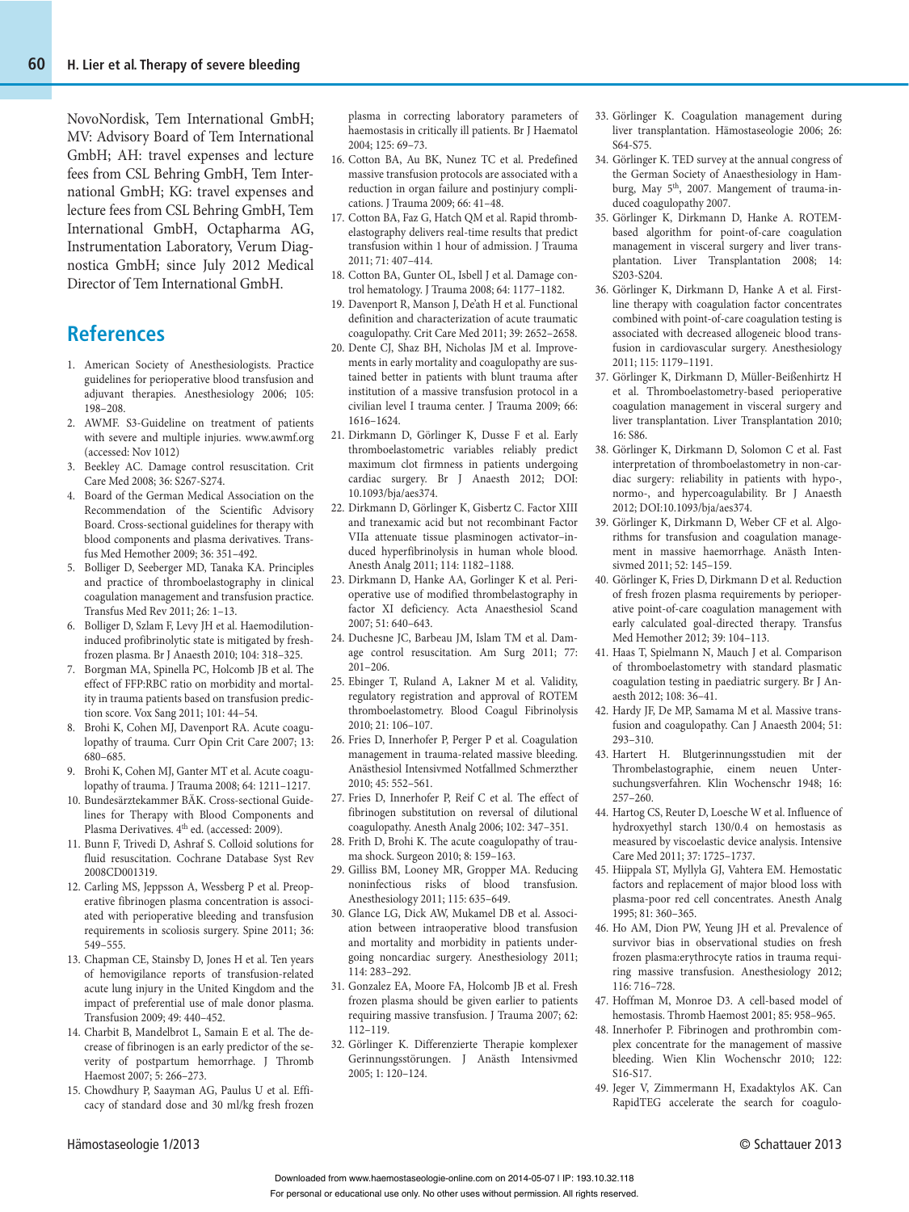NovoNordisk, Tem International GmbH; MV: Advisory Board of Tem International GmbH; AH: travel expenses and lecture fees from CSL Behring GmbH, Tem International GmbH; KG: travel expenses and lecture fees from CSL Behring GmbH, Tem International GmbH, Octapharma AG, Instrumentation Laboratory, Verum Diagnostica GmbH; since July 2012 Medical Director of Tem International GmbH.

## References

1. American Society of Anesthesiologists. Practice guidelines for perioperative blood transfusion and adjuvant therapies. Anesthesiology 2006; 105: 198–208.
2. AWMF. S3-Guideline on treatment of patients with severe and multiple injuries. www.awmf.org (accessed: Nov 1012)
3. Beekley AC. Damage control resuscitation. Crit Care Med 2008; 36: S267-S274.
4. Board of the German Medical Association on the Recommendation of the Scientific Advisory Board. Cross-sectional guidelines for therapy with blood components and plasma derivatives. Transfus Med Hemother 2009; 36: 351–492.
5. Bolliger D, Seeberger MD, Tanaka KA. Principles and practice of thromboelastography in clinical coagulation management and transfusion practice. Transfus Med Rev 2011; 26: 1–13.
6. Bolliger D, Szlam F, Levy JH et al. Haemodilution-induced profibrinolytic state is mitigated by fresh-frozen plasma. Br J Anaesth 2010; 104: 318–325.
7. Borgman MA, Spinella PC, Holcomb JB et al. The effect of FFP:RBC ratio on morbidity and mortality in trauma patients based on transfusion prediction score. Vox Sang 2011; 101: 44–54.
8. Brohi K, Cohen MJ, Davenport RA. Acute coagulopathy of trauma. Curr Opin Crit Care 2007; 13: 680–685.
9. Brohi K, Cohen MJ, Ganter MT et al. Acute coagulopathy of trauma. J Trauma 2008; 64: 1211–1217.
10. Bundesärztekammer BÄK. Cross-sectional Guidelines for Therapy with Blood Components and Plasma Derivatives. 4th ed. (accessed: 2009).
11. Bunn F, Trivedi D, Ashraf S. Colloid solutions for fluid resuscitation. Cochrane Database Syst Rev 2008CD001319.
12. Carling MS, Jeppsson A, Wessberg P et al. Preoperative fibrinogen plasma concentration is associated with perioperative bleeding and transfusion requirements in scoliosis surgery. Spine 2011; 36: 549–555.
13. Chapman CE, Stainsby D, Jones H et al. Ten years of hemovigilance reports of transfusion-related acute lung injury in the United Kingdom and the impact of preferential use of male donor plasma. Transfusion 2009; 49: 440–452.
14. Charbit B, Mandelbrot L, Samain E et al. The decrease of fibrinogen is an early predictor of the severity of postpartum hemorrhage. J Thromb Haemost 2007; 5: 266–273.
15. Chowdhury P, Saayman AG, Paulus U et al. Efficacy of standard dose and 30 ml/kg fresh frozen plasma in correcting laboratory parameters of haemostasis in critically ill patients. Br J Haematol 2004; 125: 69–73.
16. Cotton BA, Au BK, Nunez TC et al. Predefined massive transfusion protocols are associated with a reduction in organ failure and postinjury complications. J Trauma 2009; 66: 41–48.
17. Cotton BA, Faz G, Hatch QM et al. Rapid thrombelastography delivers real-time results that predict transfusion within 1 hour of admission. J Trauma 2011; 71: 407–414.
18. Cotton BA, Gunter OL, Isbell J et al. Damage control hematology. J Trauma 2008; 64: 1177–1182.
19. Davenport R, Manson J, De'ath H et al. Functional definition and characterization of acute traumatic coagulopathy. Crit Care Med 2011; 39: 2652–2658.
20. Dente CJ, Shaz BH, Nicholas JM et al. Improvements in early mortality and coagulopathy are sustained better in patients with blunt trauma after institution of a massive transfusion protocol in a civilian level I trauma center. J Trauma 2009; 66: 1616–1624.
21. Dirkmann D, Görlinger K, Dusse F et al. Early thromboelastometric variables reliably predict maximum clot firmness in patients undergoing cardiac surgery. Br J Anaesth 2012; DOI: 10.1093/bja/aes374.
22. Dirkmann D, Görlinger K, Gisbertz C. Factor XIII and tranexamic acid but not recombinant Factor VIIa attenuate tissue plasminogen activator-induced hyperfibrinolysis in human whole blood. Anesth Analg 2011; 114: 1182–1188.
23. Dirkmann D, Hanke AA, Gorlinger K et al. Perioperative use of modified thrombelastography in factor XI deficiency. Acta Anaesthesiol Scand 2007; 51: 640–643.
24. Duchesne JC, Barbeau JM, Islam TM et al. Damage control resuscitation. Am Surg 2011; 77: 201–206.
25. Ebinger T, Ruland A, Lakner M et al. Validity, regulatory registration and approval of ROTEM thromboelastometry. Blood Coagul Fibrinolysis 2010; 21: 106–107.
26. Fries D, Innerhofer P, Perger P et al. Coagulation management in trauma-related massive bleeding. Anästhesiol Intensivmed Notfallmed Schmerzther 2010; 45: 552–561.
27. Fries D, Innerhofer P, Reif C et al. The effect of fibrinogen substitution on reversal of dilutional coagulopathy. Anesth Analg 2006; 102: 347–351.
28. Frith D, Brohi K. The acute coagulopathy of trauma shock. Surgeon 2010; 8: 159–163.
29. Gilliss BM, Looney MR, Gropper MA. Reducing noninfectious risks of blood transfusion. Anesthesiology 2011; 115: 635–649.
30. Glance LG, Dick AW, Mukamel DB et al. Association between intraoperative blood transfusion and mortality and morbidity in patients undergoing noncardiac surgery. Anesthesiology 2011; 114: 283–292.
31. Gonzalez EA, Moore FA, Holcomb JB et al. Fresh frozen plasma should be given earlier to patients requiring massive transfusion. J Trauma 2007; 62: 112–119.
32. Görlinger K. Differenzierte Therapie komplexer Gerinnungsstörungen. J Anästh Intensivmed 2005; 1: 120–124.
33. Görlinger K. Coagulation management during liver transplantation. Hämostaseologie 2006; 26: S64-S75.
34. Görlinger K. TED survey at the annual congress of the German Society of Anaesthesiology in Hamburg, May 5th, 2007. Mangement of trauma-induced coagulopathy 2007.
35. Görlinger K, Dirkmann D, Hanke A. ROTEM-based algorithm for point-of-care coagulation management in visceral surgery and liver transplantation. Liver Transplantation 2008; 14: S203-S204.
36. Görlinger K, Dirkmann D, Hanke A et al. First-line therapy with coagulation factor concentrates combined with point-of-care coagulation testing is associated with decreased allogeneic blood transfusion in cardiovascular surgery. Anesthesiology 2011; 115: 1179–1191.
37. Görlinger K, Dirkmann D, Müller-Beißenhirtz H et al. Thromboelastometry-based perioperative coagulation management in visceral surgery and liver transplantation. Liver Transplantation 2010; 16: S86.
38. Görlinger K, Dirkmann D, Solomon C et al. Fast interpretation of thromboelastometry in non-cardiac surgery: reliability in patients with hypo-, normo-, and hypercoagulability. Br J Anaesth 2012; DOI:10.1093/bja/aes374.
39. Görlinger K, Dirkmann D, Weber CF et al. Algorithms for transfusion and coagulation management in massive haemorrhage. Anästh Intensivmed 2011; 52: 145–159.
40. Görlinger K, Fries D, Dirkmann D et al. Reduction of fresh frozen plasma requirements by perioperative point-of-care coagulation management with early calculated goal-directed therapy. Transfus Med Hemother 2012; 39: 104–113.
41. Haas T, Spielmann N, Mauch J et al. Comparison of thromboelastometry with standard plasmatic coagulation testing in paediatric surgery. Br J Anaesth 2012; 108: 36–41.
42. Hardy JF, De MP, Samama M et al. Massive transfusion and coagulopathy. Can J Anaesth 2004; 51: 293–310.
43. Hartert H. Blutgerinnungsstudien mit der Thrombelastographie, einem neuen Untersuchungsverfahren. Klin Wochenschr 1948; 16: 257–260.
44. Hartog CS, Reuter D, Loesche W et al. Influence of hydroxyethyl starch 130/0.4 on hemostasis as measured by viscoelastic device analysis. Intensive Care Med 2011; 37: 1725–1737.
45. Hiippala ST, Myllyla GJ, Vahtera EM. Hemostatic factors and replacement of major blood loss with plasma-poor red cell concentrates. Anesth Analg 1995; 81: 360–365.
46. Ho AM, Dion PW, Yeung JH et al. Prevalence of survivor bias in observational studies on fresh frozen plasma:erythrocyte ratios in trauma requiring massive transfusion. Anesthesiology 2012; 116: 716–728.
47. Hoffman M, Monroe D3. A cell-based model of hemostasis. Thromb Haemost 2001; 85: 958–965.
48. Innerhofer P. Fibrinogen and prothrombin complex concentrate for the management of massive bleeding. Wien Klin Wochenschr 2010; 122: S16-S17.
49. Jeger V, Zimmermann H, Exadaktylos AK. Can RapidTEG accelerate the search for coagulo-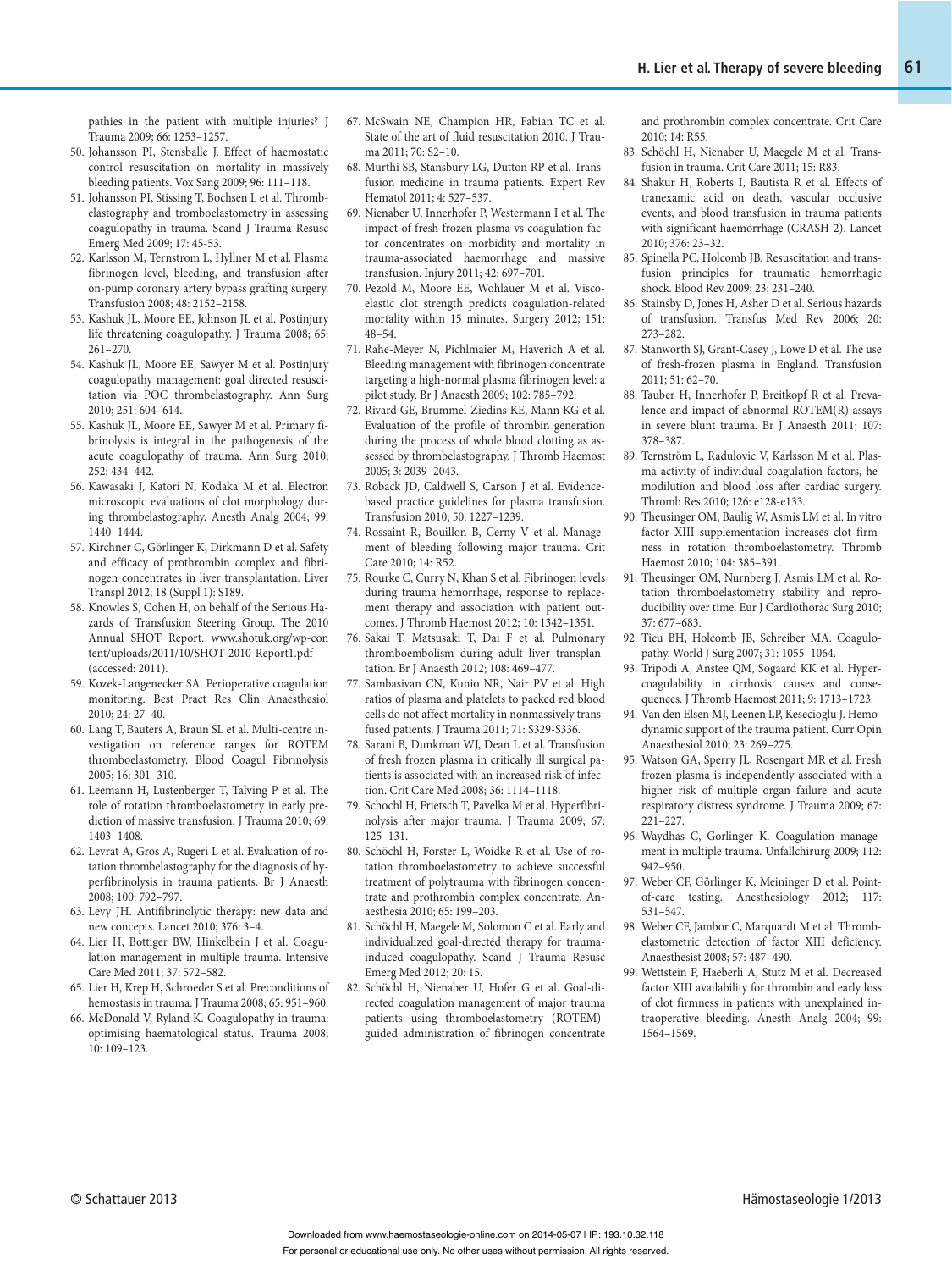pathies in the patient with multiple injuries? J Trauma 2009; 66: 1253–1257.

50. Johansson PI, Stensballe J. Effect of haemostatic control resuscitation on mortality in massively bleeding patients. Vox Sang 2009; 96: 111–118.
51. Johansson PI, Stissing T, Bochsen L et al. Thrombelastography and tromboelastometry in assessing coagulopathy in trauma. Scand J Trauma Resusc Emerg Med 2009; 17: 45-53.
52. Karlsson M, Ternstrom L, Hyllner M et al. Plasma fibrinogen level, bleeding, and transfusion after on-pump coronary artery bypass grafting surgery. Transfusion 2008; 48: 2152–2158.
53. Kashuk JL, Moore EE, Johnson JL et al. Postinjury life threatening coagulopathy. J Trauma 2008; 65: 261–270.
54. Kashuk JL, Moore EE, Sawyer M et al. Postinjury coagulopathy management: goal directed resuscitation via POC thrombelastography. Ann Surg 2010; 251: 604–614.
55. Kashuk JL, Moore EE, Sawyer M et al. Primary fibrinolysis is integral in the pathogenesis of the acute coagulopathy of trauma. Ann Surg 2010; 252: 434–442.
56. Kawasaki J, Katori N, Kodaka M et al. Electron microscopic evaluations of clot morphology during thrombelastography. Anesth Analg 2004; 99: 1440–1444.
57. Kirchner C, Görlinger K, Dirkmann D et al. Safety and efficacy of prothrombin complex and fibrinogen concentrates in liver transplantation. Liver Transpl 2012; 18 (Suppl 1): S189.
58. Knowles S, Cohen H, on behalf of the Serious Hazards of Transfusion Steering Group. The 2010 Annual SHOT Report. www.shotuk.org/wp-content/uploads/2011/10/SHOT-2010-Report1.pdf (accessed: 2011).
59. Kozek-Langenecker SA. Perioperative coagulation monitoring. Best Pract Res Clin Anaesthesiol 2010; 24: 27–40.
60. Lang T, Bauters A, Braun SL et al. Multi-centre investigation on reference ranges for ROTEM thromboelastometry. Blood Coagul Fibrinolysis 2005; 16: 301–310.
61. Leemann H, Lustenberger T, Talving P et al. The role of rotation thromboelastometry in early prediction of massive transfusion. J Trauma 2010; 69: 1403–1408.
62. Levrat A, Gros A, Rugeri L et al. Evaluation of rotation thrombelastography for the diagnosis of hyperfibrinolysis in trauma patients. Br J Anaesth 2008; 100: 792–797.
63. Levy JH. Antifibrinolytic therapy: new data and new concepts. Lancet 2010; 376: 3–4.
64. Lier H, Bottiger BW, Hinkelbein J et al. Coagulation management in multiple trauma. Intensive Care Med 2011; 37: 572–582.
65. Lier H, Krep H, Schroeder S et al. Preconditions of hemostasis in trauma. J Trauma 2008; 65: 951–960.
66. McDonald V, Ryland K. Coagulopathy in trauma: optimising haematological status. Trauma 2008; 10: 109–123.
67. McSwain NE, Champion HR, Fabian TC et al. State of the art of fluid resuscitation 2010. J Trauma 2011; 70: S2–10.
68. Murthi SB, Stansbury LG, Dutton RP et al. Transfusion medicine in trauma patients. Expert Rev Hematol 2011; 4: 527–537.
69. Nienaber U, Innerhofer P, Westermann I et al. The impact of fresh frozen plasma vs coagulation factor concentrates on morbidity and mortality in trauma-associated haemorrhage and massive transfusion. Injury 2011; 42: 697–701.
70. Pezold M, Moore EE, Wohlauer M et al. Viscoelastic clot strength predicts coagulation-related mortality within 15 minutes. Surgery 2012; 151: 48–54.
71. Rahe-Meyer N, Pichlmaier M, Haverich A et al. Bleeding management with fibrinogen concentrate targeting a high-normal plasma fibrinogen level: a pilot study. Br J Anaesth 2009; 102: 785–792.
72. Rivard GE, Brummel-Ziedins KE, Mann KG et al. Evaluation of the profile of thrombin generation during the process of whole blood clotting as assessed by thrombelastography. J Thromb Haemost 2005; 3: 2039–2043.
73. Roback JD, Caldwell S, Carson J et al. Evidence-based practice guidelines for plasma transfusion. Transfusion 2010; 50: 1227–1239.
74. Rossaint R, Bouillon B, Cerny V et al. Management of bleeding following major trauma. Crit Care 2010; 14: R52.
75. Rourke C, Curry N, Khan S et al. Fibrinogen levels during trauma hemorrhage, response to replacement therapy and association with patient outcomes. J Thromb Haemost 2012; 10: 1342–1351.
76. Sakai T, Matsusaki T, Dai F et al. Pulmonary thromboembolism during adult liver transplantation. Br J Anaesth 2012; 108: 469–477.
77. Sambasivan CN, Kunio NR, Nair PV et al. High ratios of plasma and platelets to packed red blood cells do not affect mortality in nonmassively transfused patients. J Trauma 2011; 71: S329-S336.
78. Sarani B, Dunkman WJ, Dean L et al. Transfusion of fresh frozen plasma in critically ill surgical patients is associated with an increased risk of infection. Crit Care Med 2008; 36: 1114–1118.
79. Schochl H, Frietsch T, Pavelka M et al. Hyperfibrinolysis after major trauma. J Trauma 2009; 67: 125–131.
80. Schöchl H, Forster L, Woidke R et al. Use of rotation thromboelastometry to achieve successful treatment of polytrauma with fibrinogen concentrate and prothrombin complex concentrate. Anaesthesia 2010; 65: 199–203.
81. Schöchl H, Maegele M, Solomon C et al. Early and individualized goal-directed therapy for trauma-induced coagulopathy. Scand J Trauma Resusc Emerg Med 2012; 20: 15.
82. Schöchl H, Nienaber U, Hofer G et al. Goal-directed coagulation management of major trauma patients using thromboelastometry (ROTEM)-guided administration of fibrinogen concentrate and prothrombin complex concentrate. Crit Care 2010; 14: R55.
83. Schöchl H, Nienaber U, Maegele M et al. Transfusion in trauma. Crit Care 2011; 15: R83.
84. Shakur H, Roberts I, Bautista R et al. Effects of tranexamic acid on death, vascular occlusive events, and blood transfusion in trauma patients with significant haemorrhage (CRASH-2). Lancet 2010; 376: 23–32.
85. Spinella PC, Holcomb JB. Resuscitation and transfusion principles for traumatic hemorrhagic shock. Blood Rev 2009; 23: 231–240.
86. Stainsby D, Jones H, Asher D et al. Serious hazards of transfusion. Transfus Med Rev 2006; 20: 273–282.
87. Stanworth SJ, Grant-Casey J, Lowe D et al. The use of fresh-frozen plasma in England. Transfusion 2011; 51: 62–70.
88. Tauber H, Innerhofer P, Breitkopf R et al. Prevalence and impact of abnormal ROTEM(R) assays in severe blunt trauma. Br J Anaesth 2011; 107: 378–387.
89. Ternström L, Radulovic V, Karlsson M et al. Plasma activity of individual coagulation factors, hemodilution and blood loss after cardiac surgery. Thromb Res 2010; 126: e128-e133.
90. Theusinger OM, Baulig W, Asmis LM et al. In vitro factor XIII supplementation increases clot firmness in rotation thromboelastometry. Thromb Haemost 2010; 104: 385–391.
91. Theusinger OM, Nurnberg J, Asmis LM et al. Rotation thromboelastometry stability and reproducibility over time. Eur J Cardiothorac Surg 2010; 37: 677–683.
92. Tieu BH, Holcomb JB, Schreiber MA. Coagulopathy. World J Surg 2007; 31: 1055–1064.
93. Tripodi A, Anstee QM, Sogaard KK et al. Hypercoagulability in cirrhosis: causes and consequences. J Thromb Haemost 2011; 9: 1713–1723.
94. Van den Elsen MJ, Leenen LP, Kesecioglu J. Hemodynamic support of the trauma patient. Curr Opin Anaesthesiol 2010; 23: 269–275.
95. Watson GA, Sperry JL, Rosengart MR et al. Fresh frozen plasma is independently associated with a higher risk of multiple organ failure and acute respiratory distress syndrome. J Trauma 2009; 67: 221–227.
96. Waydhas C, Gorlinger K. Coagulation management in multiple trauma. Unfallchirurg 2009; 112: 942–950.
97. Weber CF, Görlinger K, Meininger D et al. Point-of-care testing. Anesthesiology 2012; 117: 531–547.
98. Weber CF, Jambor C, Marquardt M et al. Thrombelastometric detection of factor XIII deficiency. Anaesthesist 2008; 57: 487–490.
99. Wettstein P, Haeberli A, Stutz M et al. Decreased factor XIII availability for thrombin and early loss of clot firmness in patients with unexplained intraoperative bleeding. Anesth Analg 2004; 99: 1564–1569.